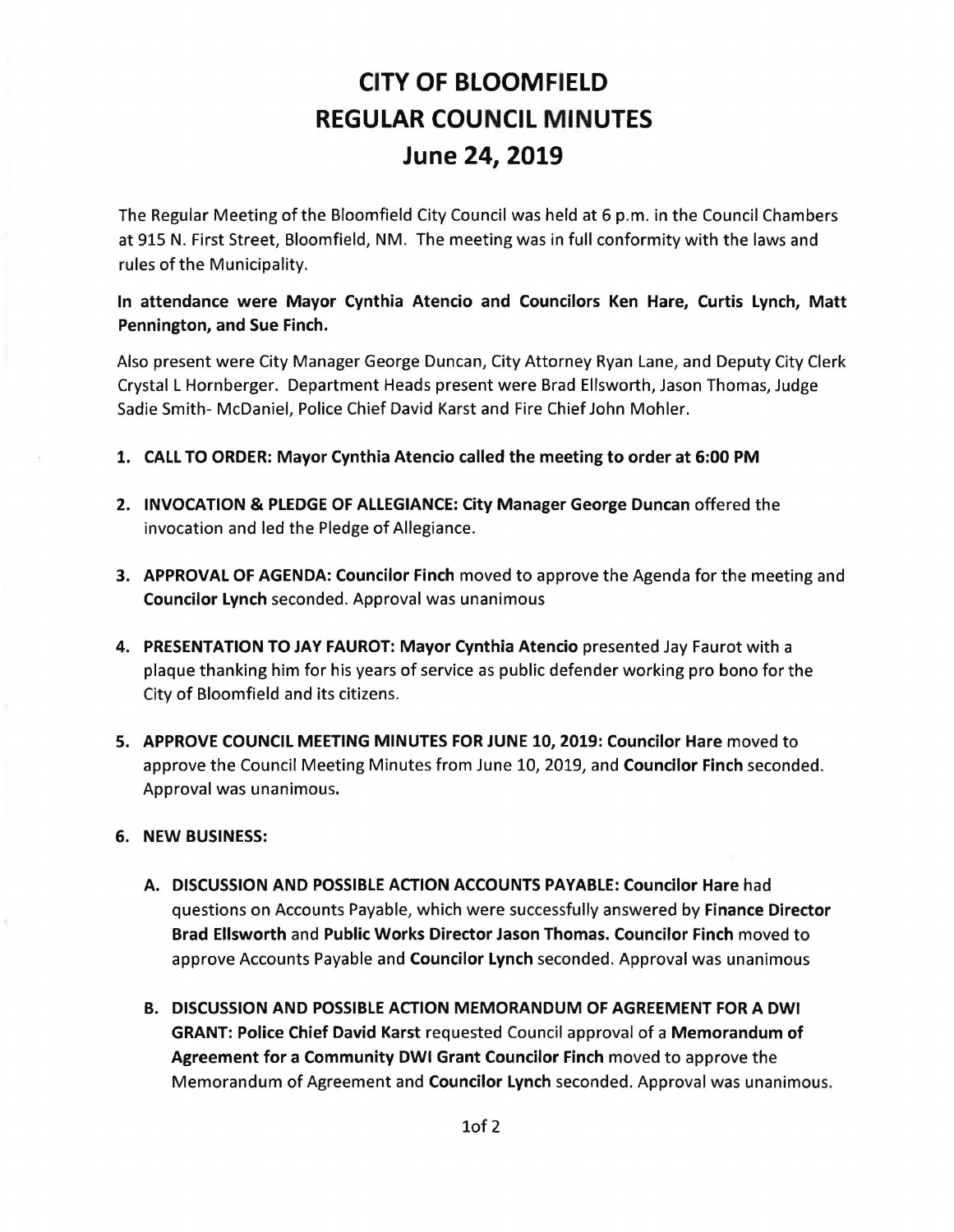# CITY OF BLOOMFIELD
# REGULAR COUNCIL MINUTES
# June 24, 2019

The Regular Meeting of the Bloomfield City Council was held at 6 p.m. in the Council Chambers at 915 N. First Street, Bloomfield, NM. The meeting was in full conformity with the laws and rules of the Municipality.

**In attendance were Mayor Cynthia Atencio and Councilors Ken Hare, Curtis Lynch, Matt Pennington, and Sue Finch.**

Also present were City Manager George Duncan, City Attorney Ryan Lane, and Deputy City Clerk Crystal L Hornberger. Department Heads present were Brad Ellsworth, Jason Thomas, Judge Sadie Smith- McDaniel, Police Chief David Karst and Fire Chief John Mohler.

1. **CALL TO ORDER: Mayor Cynthia Atencio called the meeting to order at 6:00 PM**

2. **INVOCATION & PLEDGE OF ALLEGIANCE: City Manager George Duncan** offered the invocation and led the Pledge of Allegiance.

3. **APPROVAL OF AGENDA: Councilor Finch** moved to approve the Agenda for the meeting and **Councilor Lynch** seconded. Approval was unanimous

4. **PRESENTATION TO JAY FAUROT: Mayor Cynthia Atencio** presented Jay Faurot with a plaque thanking him for his years of service as public defender working pro bono for the City of Bloomfield and its citizens.

5. **APPROVE COUNCIL MEETING MINUTES FOR JUNE 10, 2019: Councilor Hare** moved to approve the Council Meeting Minutes from June 10, 2019, and **Councilor Finch** seconded. Approval was unanimous.

6. **NEW BUSINESS:**

   A. **DISCUSSION AND POSSIBLE ACTION ACCOUNTS PAYABLE: Councilor Hare** had questions on Accounts Payable, which were successfully answered by **Finance Director Brad Ellsworth** and **Public Works Director Jason Thomas. Councilor Finch** moved to approve Accounts Payable and **Councilor Lynch** seconded. Approval was unanimous

   B. **DISCUSSION AND POSSIBLE ACTION MEMORANDUM OF AGREEMENT FOR A DWI GRANT: Police Chief David Karst** requested Council approval of a **Memorandum of Agreement for a Community DWI Grant Councilor Finch** moved to approve the Memorandum of Agreement and **Councilor Lynch** seconded. Approval was unanimous.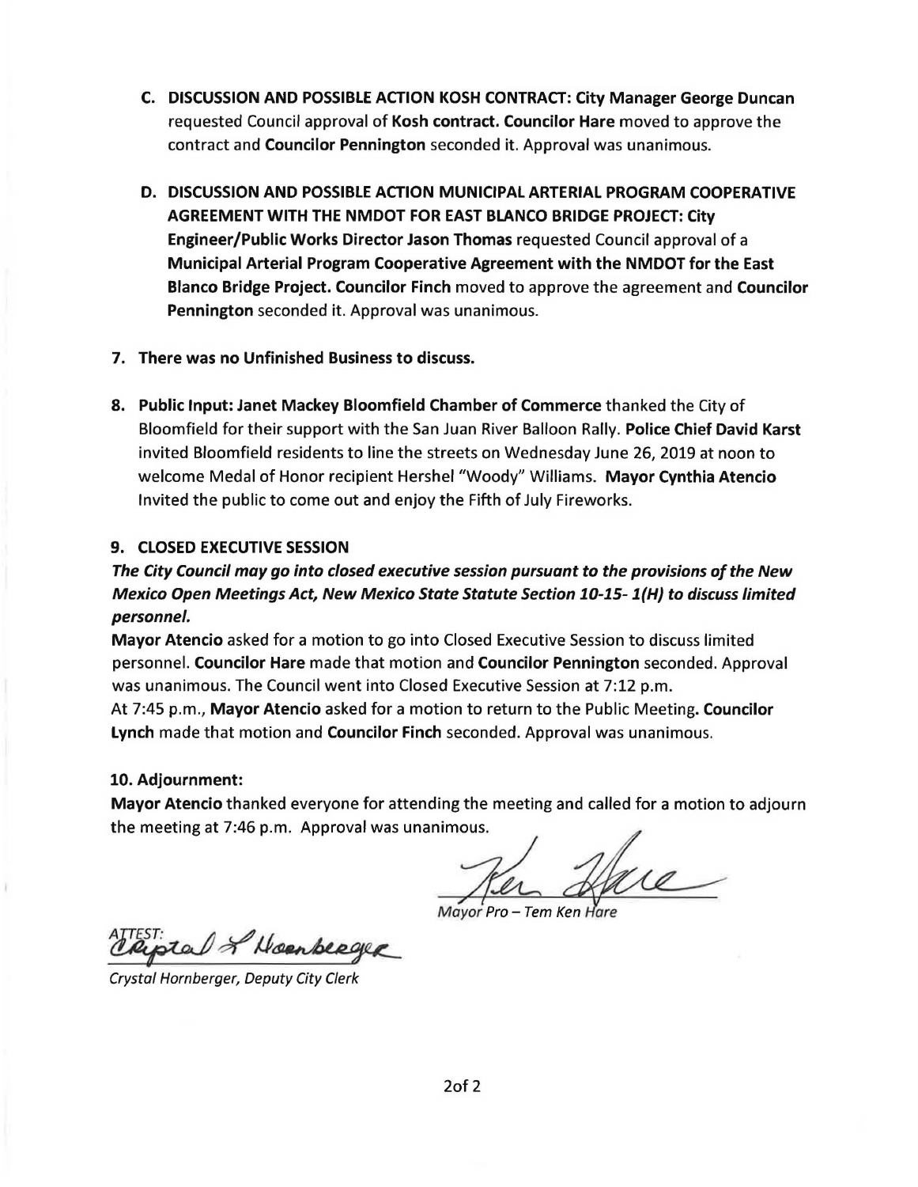C. **DISCUSSION AND POSSIBLE ACTION KOSH CONTRACT: City Manager George Duncan** requested Council approval of **Kosh contract. Councilor Hare** moved to approve the contract and **Councilor Pennington** seconded it. Approval was unanimous.

D. **DISCUSSION AND POSSIBLE ACTION MUNICIPAL ARTERIAL PROGRAM COOPERATIVE AGREEMENT WITH THE NMDOT FOR EAST BLANCO BRIDGE PROJECT: City Engineer/Public Works Director Jason Thomas** requested Council approval of a **Municipal Arterial Program Cooperative Agreement with the NMDOT for the East Blanco Bridge Project. Councilor Finch** moved to approve the agreement and **Councilor Pennington** seconded it. Approval was unanimous.

7. **There was no Unfinished Business to discuss.**

8. **Public Input: Janet Mackey Bloomfield Chamber of Commerce** thanked the City of Bloomfield for their support with the San Juan River Balloon Rally. **Police Chief David Karst** invited Bloomfield residents to line the streets on Wednesday June 26, 2019 at noon to welcome Medal of Honor recipient Hershel "Woody" Williams. **Mayor Cynthia Atencio** Invited the public to come out and enjoy the Fifth of July Fireworks.

**9. CLOSED EXECUTIVE SESSION**

***The City Council may go into closed executive session pursuant to the provisions of the New Mexico Open Meetings Act, New Mexico State Statute Section 10-15- 1(H) to discuss limited personnel.***

**Mayor Atencio** asked for a motion to go into Closed Executive Session to discuss limited personnel. **Councilor Hare** made that motion and **Councilor Pennington** seconded. Approval was unanimous. The Council went into Closed Executive Session at 7:12 p.m.

At 7:45 p.m., **Mayor Atencio** asked for a motion to return to the Public Meeting. **Councilor Lynch** made that motion and **Councilor Finch** seconded. Approval was unanimous.

**10. Adjournment:**

**Mayor Atencio** thanked everyone for attending the meeting and called for a motion to adjourn the meeting at 7:46 p.m. Approval was unanimous.

*Mayor Pro – Tem Ken Hare*

ATTEST:

*Crystal Hornberger, Deputy City Clerk*